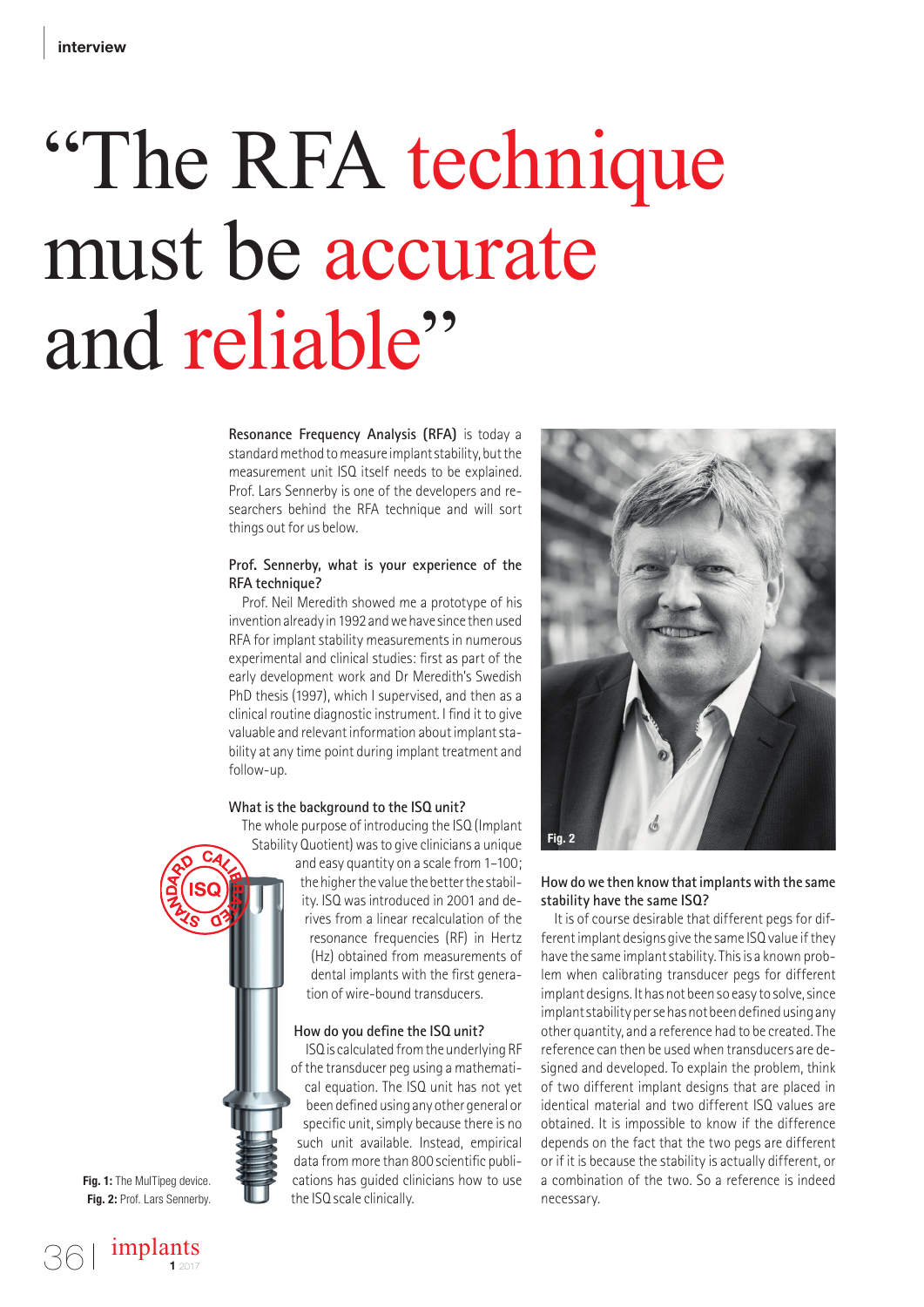# "The RFA technique must be accurate and reliable"

**Resonance Frequency Analysis (RFA)** is today a standard method to measure implant stability, but the measurement unit ISQ itself needs to be explained. Prof. Lars Sennerby is one of the developers and researchers behind the RFA technique and will sort things out for us below.

**Prof. Sennerby, what is your experience of the RFA technique?**

Prof. Neil Meredith showed me a prototype of his invention already in 1992 and we have since then used RFA for implant stability measurements in numerous experimental and clinical studies: first as part of the early development work and Dr Meredith's Swedish PhD thesis (1997), which I supervised, and then as a clinical routine diagnostic instrument. I find it to give valuable and relevant information about implant stability at any time point during implant treatment and follow-up.

**What is the background to the ISQ unit?**

The whole purpose of introducing the ISQ (Implant Stability Quotient) was to give clinicians a unique and easy quantity on a scale from 1–100; the higher the value the better the stability. ISQ was introduced in 2001 and derives from a linear recalculation of the resonance frequencies (RF) in Hertz (Hz) obtained from measurements of dental implants with the first generation of wire-bound transducers.

**How do you define the ISQ unit?**

ISQ is calculated from the underlying RF of the transducer peg using a mathematical equation. The ISQ unit has not yet been defined using any other general or specific unit, simply because there is no such unit available. Instead, empirical data from more than 800 scientific publications has guided clinicians how to use the ISQ scale clinically.

**Fig. 1:** The MulTipeg device.
**Fig. 2:** Prof. Lars Sennerby.

**How do we then know that implants with the same stability have the same ISQ?**

It is of course desirable that different pegs for different implant designs give the same ISQ value if they have the same implant stability. This is a known problem when calibrating transducer pegs for different implant designs. It has not been so easy to solve, since implant stability per se has not been defined using any other quantity, and a reference had to be created. The reference can then be used when transducers are designed and developed. To explain the problem, think of two different implant designs that are placed in identical material and two different ISQ values are obtained. It is impossible to know if the difference depends on the fact that the two pegs are different or if it is because the stability is actually different, or a combination of the two. So a reference is indeed necessary.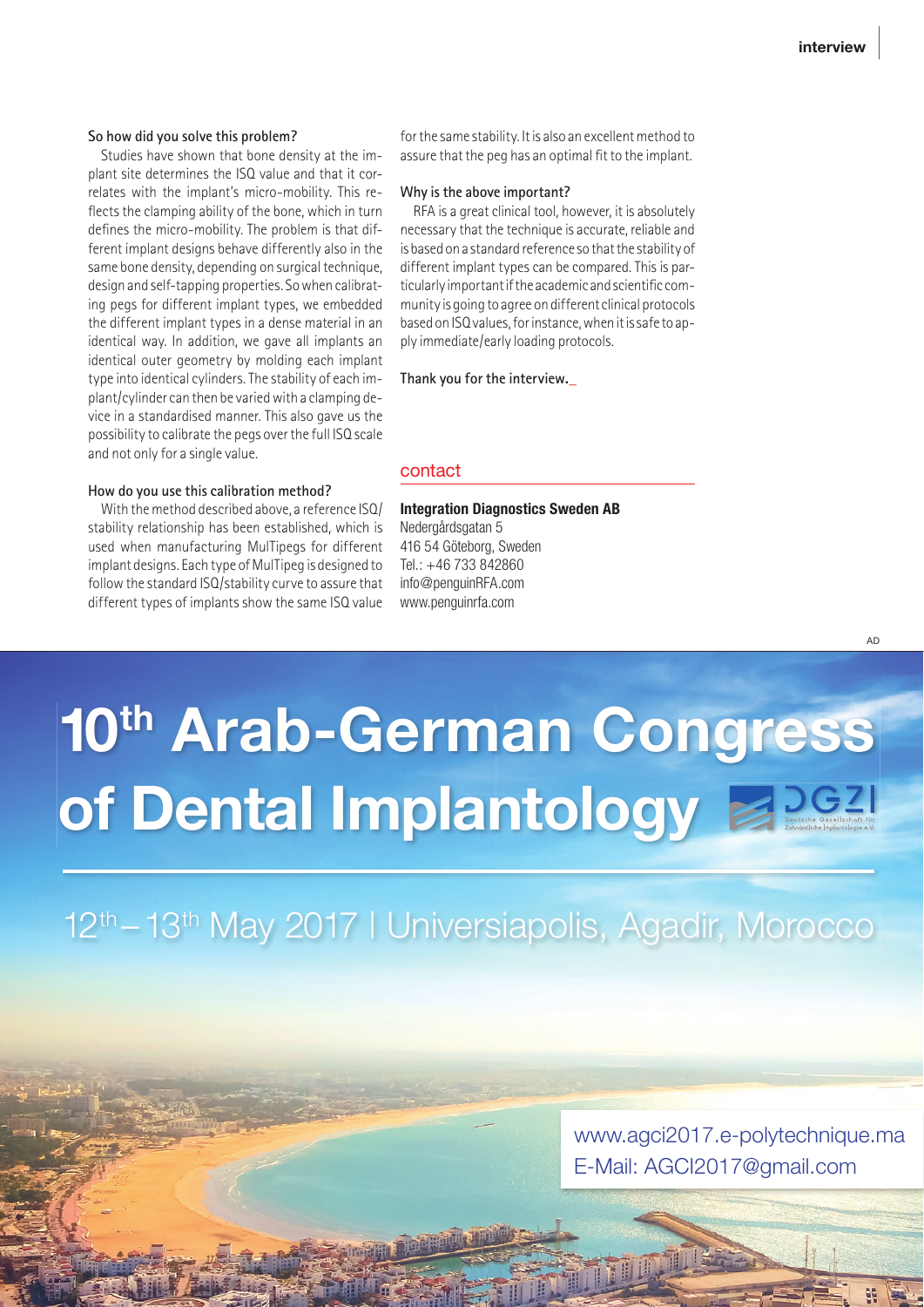**So how did you solve this problem?**

Studies have shown that bone density at the implant site determines the ISQ value and that it correlates with the implant's micro-mobility. This reflects the clamping ability of the bone, which in turn defines the micro-mobility. The problem is that different implant designs behave differently also in the same bone density, depending on surgical technique, design and self-tapping properties. So when calibrating pegs for different implant types, we embedded the different implant types in a dense material in an identical way. In addition, we gave all implants an identical outer geometry by molding each implant type into identical cylinders. The stability of each implant/cylinder can then be varied with a clamping device in a standardised manner. This also gave us the possibility to calibrate the pegs over the full ISQ scale and not only for a single value.

**How do you use this calibration method?**

With the method described above, a reference ISQ/stability relationship has been established, which is used when manufacturing MulTipegs for different implant designs. Each type of MulTipeg is designed to follow the standard ISQ/stability curve to assure that different types of implants show the same ISQ value for the same stability. It is also an excellent method to assure that the peg has an optimal fit to the implant.

**Why is the above important?**

RFA is a great clinical tool, however, it is absolutely necessary that the technique is accurate, reliable and is based on a standard reference so that the stability of different implant types can be compared. This is particularly important if the academic and scientific community is going to agree on different clinical protocols based on ISQ values, for instance, when it is safe to apply immediate/early loading protocols.

**Thank you for the interview.**_

## contact

**Integration Diagnostics Sweden AB**
Nedergårdsgatan 5
416 54 Göteborg, Sweden
Tel.: +46 733 842860
info@penguinRFA.com
www.penguinrfa.com

AD

# 10th Arab-German Congress of Dental Implantology

DGZI
Deutsche Gesellschaft für Zahnärztliche Implantologie e.V.

12th – 13th May 2017 | Universiapolis, Agadir, Morocco

www.agci2017.e-polytechnique.ma
E-Mail: AGCI2017@gmail.com